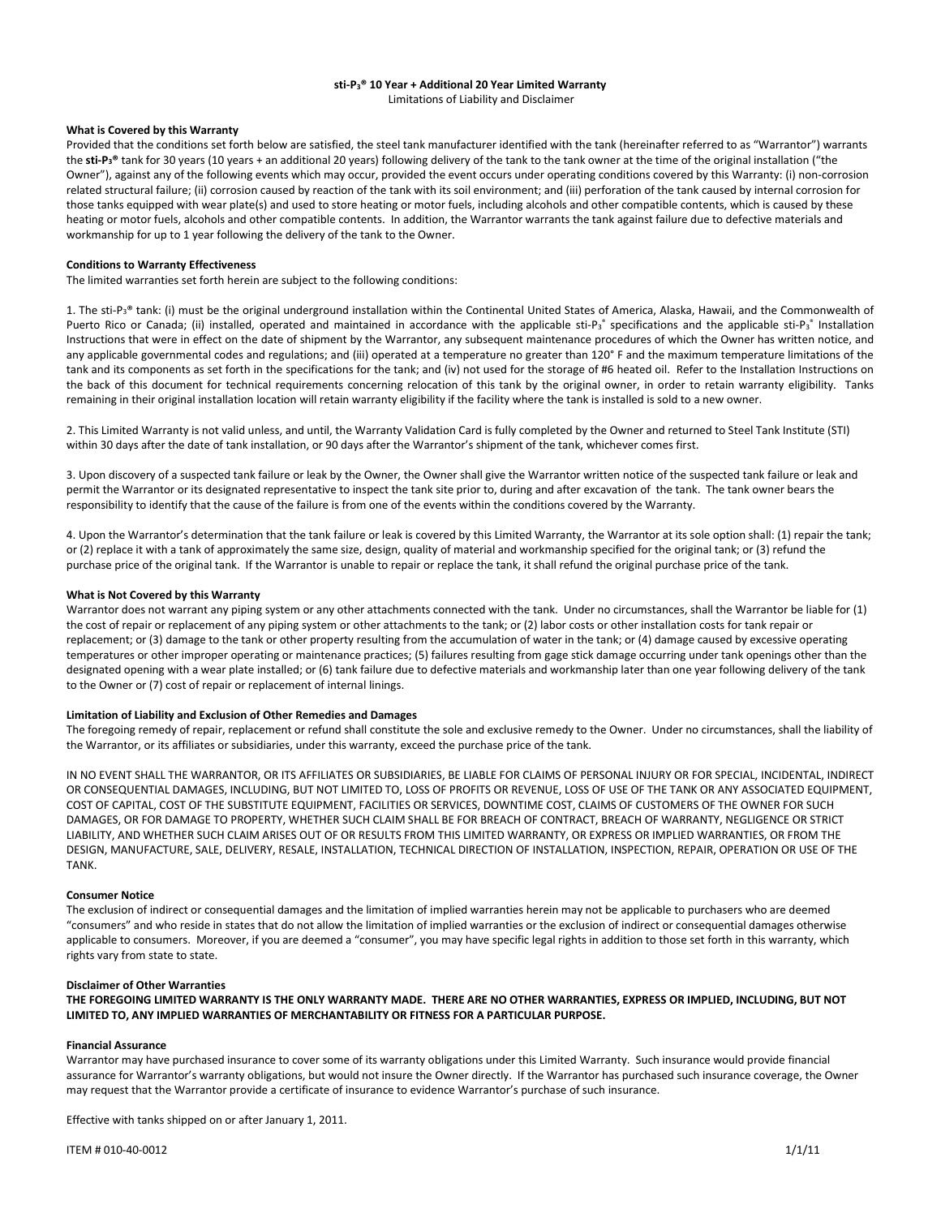# sti-P$_3$® 10 Year + Additional 20 Year Limited Warranty

Limitations of Liability and Disclaimer

**What is Covered by this Warranty**

Provided that the conditions set forth below are satisfied, the steel tank manufacturer identified with the tank (hereinafter referred to as "Warrantor") warrants the **sti-P$_3$®** tank for 30 years (10 years + an additional 20 years) following delivery of the tank to the tank owner at the time of the original installation ("the Owner"), against any of the following events which may occur, provided the event occurs under operating conditions covered by this Warranty: (i) non-corrosion related structural failure; (ii) corrosion caused by reaction of the tank with its soil environment; and (iii) perforation of the tank caused by internal corrosion for those tanks equipped with wear plate(s) and used to store heating or motor fuels, including alcohols and other compatible contents, which is caused by these heating or motor fuels, alcohols and other compatible contents. In addition, the Warrantor warrants the tank against failure due to defective materials and workmanship for up to 1 year following the delivery of the tank to the Owner.

**Conditions to Warranty Effectiveness**

The limited warranties set forth herein are subject to the following conditions:

1. The sti-P$_3$® tank: (i) must be the original underground installation within the Continental United States of America, Alaska, Hawaii, and the Commonwealth of Puerto Rico or Canada; (ii) installed, operated and maintained in accordance with the applicable sti-P$_3$® specifications and the applicable sti-P$_3$® Installation Instructions that were in effect on the date of shipment by the Warrantor, any subsequent maintenance procedures of which the Owner has written notice, and any applicable governmental codes and regulations; and (iii) operated at a temperature no greater than 120° F and the maximum temperature limitations of the tank and its components as set forth in the specifications for the tank; and (iv) not used for the storage of #6 heated oil. Refer to the Installation Instructions on the back of this document for technical requirements concerning relocation of this tank by the original owner, in order to retain warranty eligibility. Tanks remaining in their original installation location will retain warranty eligibility if the facility where the tank is installed is sold to a new owner.

2. This Limited Warranty is not valid unless, and until, the Warranty Validation Card is fully completed by the Owner and returned to Steel Tank Institute (STI) within 30 days after the date of tank installation, or 90 days after the Warrantor's shipment of the tank, whichever comes first.

3. Upon discovery of a suspected tank failure or leak by the Owner, the Owner shall give the Warrantor written notice of the suspected tank failure or leak and permit the Warrantor or its designated representative to inspect the tank site prior to, during and after excavation of the tank. The tank owner bears the responsibility to identify that the cause of the failure is from one of the events within the conditions covered by the Warranty.

4. Upon the Warrantor's determination that the tank failure or leak is covered by this Limited Warranty, the Warrantor at its sole option shall: (1) repair the tank; or (2) replace it with a tank of approximately the same size, design, quality of material and workmanship specified for the original tank; or (3) refund the purchase price of the original tank. If the Warrantor is unable to repair or replace the tank, it shall refund the original purchase price of the tank.

**What is Not Covered by this Warranty**

Warrantor does not warrant any piping system or any other attachments connected with the tank. Under no circumstances, shall the Warrantor be liable for (1) the cost of repair or replacement of any piping system or other attachments to the tank; or (2) labor costs or other installation costs for tank repair or replacement; or (3) damage to the tank or other property resulting from the accumulation of water in the tank; or (4) damage caused by excessive operating temperatures or other improper operating or maintenance practices; (5) failures resulting from gage stick damage occurring under tank openings other than the designated opening with a wear plate installed; or (6) tank failure due to defective materials and workmanship later than one year following delivery of the tank to the Owner or (7) cost of repair or replacement of internal linings.

**Limitation of Liability and Exclusion of Other Remedies and Damages**

The foregoing remedy of repair, replacement or refund shall constitute the sole and exclusive remedy to the Owner. Under no circumstances, shall the liability of the Warrantor, or its affiliates or subsidiaries, under this warranty, exceed the purchase price of the tank.

IN NO EVENT SHALL THE WARRANTOR, OR ITS AFFILIATES OR SUBSIDIARIES, BE LIABLE FOR CLAIMS OF PERSONAL INJURY OR FOR SPECIAL, INCIDENTAL, INDIRECT OR CONSEQUENTIAL DAMAGES, INCLUDING, BUT NOT LIMITED TO, LOSS OF PROFITS OR REVENUE, LOSS OF USE OF THE TANK OR ANY ASSOCIATED EQUIPMENT, COST OF CAPITAL, COST OF THE SUBSTITUTE EQUIPMENT, FACILITIES OR SERVICES, DOWNTIME COST, CLAIMS OF CUSTOMERS OF THE OWNER FOR SUCH DAMAGES, OR FOR DAMAGE TO PROPERTY, WHETHER SUCH CLAIM SHALL BE FOR BREACH OF CONTRACT, BREACH OF WARRANTY, NEGLIGENCE OR STRICT LIABILITY, AND WHETHER SUCH CLAIM ARISES OUT OF OR RESULTS FROM THIS LIMITED WARRANTY, OR EXPRESS OR IMPLIED WARRANTIES, OR FROM THE DESIGN, MANUFACTURE, SALE, DELIVERY, RESALE, INSTALLATION, TECHNICAL DIRECTION OF INSTALLATION, INSPECTION, REPAIR, OPERATION OR USE OF THE TANK.

**Consumer Notice**

The exclusion of indirect or consequential damages and the limitation of implied warranties herein may not be applicable to purchasers who are deemed "consumers" and who reside in states that do not allow the limitation of implied warranties or the exclusion of indirect or consequential damages otherwise applicable to consumers. Moreover, if you are deemed a "consumer", you may have specific legal rights in addition to those set forth in this warranty, which rights vary from state to state.

**Disclaimer of Other Warranties**

**THE FOREGOING LIMITED WARRANTY IS THE ONLY WARRANTY MADE. THERE ARE NO OTHER WARRANTIES, EXPRESS OR IMPLIED, INCLUDING, BUT NOT LIMITED TO, ANY IMPLIED WARRANTIES OF MERCHANTABILITY OR FITNESS FOR A PARTICULAR PURPOSE.**

**Financial Assurance**

Warrantor may have purchased insurance to cover some of its warranty obligations under this Limited Warranty. Such insurance would provide financial assurance for Warrantor's warranty obligations, but would not insure the Owner directly. If the Warrantor has purchased such insurance coverage, the Owner may request that the Warrantor provide a certificate of insurance to evidence Warrantor's purchase of such insurance.

Effective with tanks shipped on or after January 1, 2011.

ITEM # 010-40-0012 1/1/11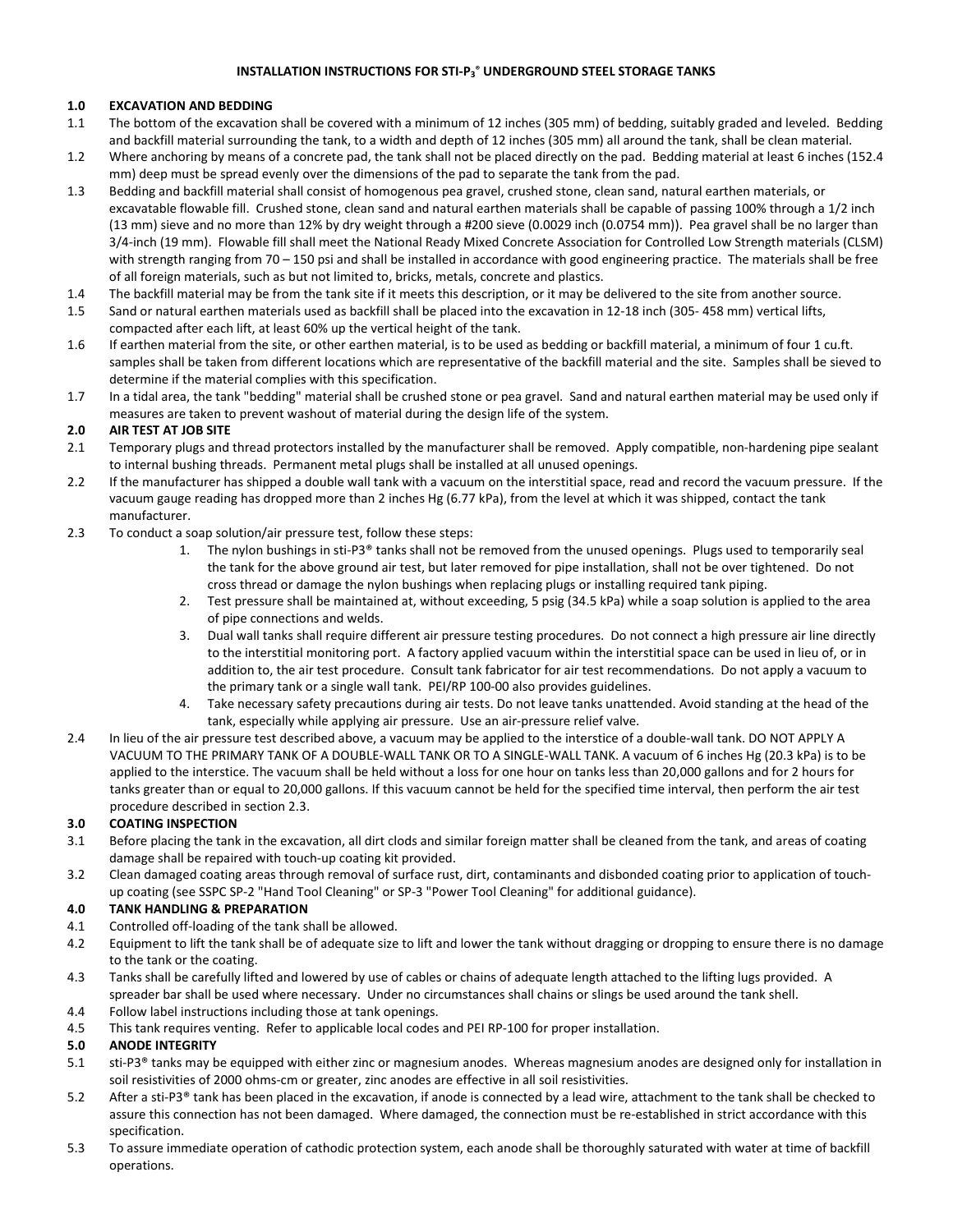# INSTALLATION INSTRUCTIONS FOR STI-P$_3$® UNDERGROUND STEEL STORAGE TANKS

## 1.0 EXCAVATION AND BEDDING

1.1 The bottom of the excavation shall be covered with a minimum of 12 inches (305 mm) of bedding, suitably graded and leveled. Bedding and backfill material surrounding the tank, to a width and depth of 12 inches (305 mm) all around the tank, shall be clean material.

1.2 Where anchoring by means of a concrete pad, the tank shall not be placed directly on the pad. Bedding material at least 6 inches (152.4 mm) deep must be spread evenly over the dimensions of the pad to separate the tank from the pad.

1.3 Bedding and backfill material shall consist of homogenous pea gravel, crushed stone, clean sand, natural earthen materials, or excavatable flowable fill. Crushed stone, clean sand and natural earthen materials shall be capable of passing 100% through a 1/2 inch (13 mm) sieve and no more than 12% by dry weight through a #200 sieve (0.0029 inch (0.0754 mm)). Pea gravel shall be no larger than 3/4-inch (19 mm). Flowable fill shall meet the National Ready Mixed Concrete Association for Controlled Low Strength materials (CLSM) with strength ranging from 70 – 150 psi and shall be installed in accordance with good engineering practice. The materials shall be free of all foreign materials, such as but not limited to, bricks, metals, concrete and plastics.

1.4 The backfill material may be from the tank site if it meets this description, or it may be delivered to the site from another source.

1.5 Sand or natural earthen materials used as backfill shall be placed into the excavation in 12-18 inch (305- 458 mm) vertical lifts, compacted after each lift, at least 60% up the vertical height of the tank.

1.6 If earthen material from the site, or other earthen material, is to be used as bedding or backfill material, a minimum of four 1 cu.ft. samples shall be taken from different locations which are representative of the backfill material and the site. Samples shall be sieved to determine if the material complies with this specification.

1.7 In a tidal area, the tank "bedding" material shall be crushed stone or pea gravel. Sand and natural earthen material may be used only if measures are taken to prevent washout of material during the design life of the system.

## 2.0 AIR TEST AT JOB SITE

2.1 Temporary plugs and thread protectors installed by the manufacturer shall be removed. Apply compatible, non-hardening pipe sealant to internal bushing threads. Permanent metal plugs shall be installed at all unused openings.

2.2 If the manufacturer has shipped a double wall tank with a vacuum on the interstitial space, read and record the vacuum pressure. If the vacuum gauge reading has dropped more than 2 inches Hg (6.77 kPa), from the level at which it was shipped, contact the tank manufacturer.

2.3 To conduct a soap solution/air pressure test, follow these steps:

1. The nylon bushings in sti-P3® tanks shall not be removed from the unused openings. Plugs used to temporarily seal the tank for the above ground air test, but later removed for pipe installation, shall not be over tightened. Do not cross thread or damage the nylon bushings when replacing plugs or installing required tank piping.
2. Test pressure shall be maintained at, without exceeding, 5 psig (34.5 kPa) while a soap solution is applied to the area of pipe connections and welds.
3. Dual wall tanks shall require different air pressure testing procedures. Do not connect a high pressure air line directly to the interstitial monitoring port. A factory applied vacuum within the interstitial space can be used in lieu of, or in addition to, the air test procedure. Consult tank fabricator for air test recommendations. Do not apply a vacuum to the primary tank or a single wall tank. PEI/RP 100-00 also provides guidelines.
4. Take necessary safety precautions during air tests. Do not leave tanks unattended. Avoid standing at the head of the tank, especially while applying air pressure. Use an air-pressure relief valve.

2.4 In lieu of the air pressure test described above, a vacuum may be applied to the interstice of a double-wall tank. DO NOT APPLY A VACUUM TO THE PRIMARY TANK OF A DOUBLE-WALL TANK OR TO A SINGLE-WALL TANK. A vacuum of 6 inches Hg (20.3 kPa) is to be applied to the interstice. The vacuum shall be held without a loss for one hour on tanks less than 20,000 gallons and for 2 hours for tanks greater than or equal to 20,000 gallons. If this vacuum cannot be held for the specified time interval, then perform the air test procedure described in section 2.3.

## 3.0 COATING INSPECTION

3.1 Before placing the tank in the excavation, all dirt clods and similar foreign matter shall be cleaned from the tank, and areas of coating damage shall be repaired with touch-up coating kit provided.

3.2 Clean damaged coating areas through removal of surface rust, dirt, contaminants and disbonded coating prior to application of touch-up coating (see SSPC SP-2 "Hand Tool Cleaning" or SP-3 "Power Tool Cleaning" for additional guidance).

## 4.0 TANK HANDLING & PREPARATION

4.1 Controlled off-loading of the tank shall be allowed.

4.2 Equipment to lift the tank shall be of adequate size to lift and lower the tank without dragging or dropping to ensure there is no damage to the tank or the coating.

4.3 Tanks shall be carefully lifted and lowered by use of cables or chains of adequate length attached to the lifting lugs provided. A spreader bar shall be used where necessary. Under no circumstances shall chains or slings be used around the tank shell.

4.4 Follow label instructions including those at tank openings.

4.5 This tank requires venting. Refer to applicable local codes and PEI RP-100 for proper installation.

## 5.0 ANODE INTEGRITY

5.1 sti-P3® tanks may be equipped with either zinc or magnesium anodes. Whereas magnesium anodes are designed only for installation in soil resistivities of 2000 ohms-cm or greater, zinc anodes are effective in all soil resistivities.

5.2 After a sti-P3® tank has been placed in the excavation, if anode is connected by a lead wire, attachment to the tank shall be checked to assure this connection has not been damaged. Where damaged, the connection must be re-established in strict accordance with this specification.

5.3 To assure immediate operation of cathodic protection system, each anode shall be thoroughly saturated with water at time of backfill operations.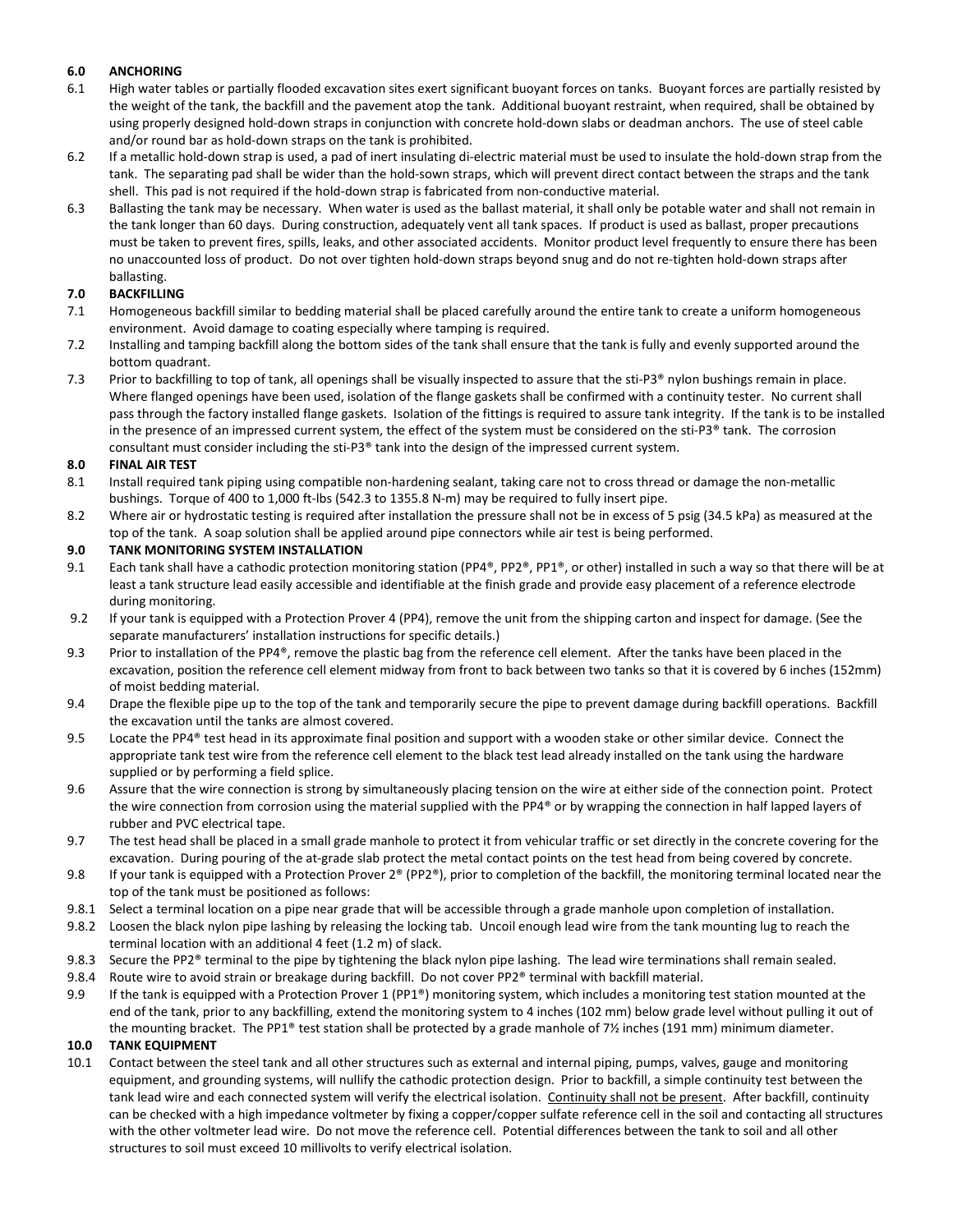## 6.0 ANCHORING

6.1 High water tables or partially flooded excavation sites exert significant buoyant forces on tanks. Buoyant forces are partially resisted by the weight of the tank, the backfill and the pavement atop the tank. Additional buoyant restraint, when required, shall be obtained by using properly designed hold-down straps in conjunction with concrete hold-down slabs or deadman anchors. The use of steel cable and/or round bar as hold-down straps on the tank is prohibited.

6.2 If a metallic hold-down strap is used, a pad of inert insulating di-electric material must be used to insulate the hold-down strap from the tank. The separating pad shall be wider than the hold-sown straps, which will prevent direct contact between the straps and the tank shell. This pad is not required if the hold-down strap is fabricated from non-conductive material.

6.3 Ballasting the tank may be necessary. When water is used as the ballast material, it shall only be potable water and shall not remain in the tank longer than 60 days. During construction, adequately vent all tank spaces. If product is used as ballast, proper precautions must be taken to prevent fires, spills, leaks, and other associated accidents. Monitor product level frequently to ensure there has been no unaccounted loss of product. Do not over tighten hold-down straps beyond snug and do not re-tighten hold-down straps after ballasting.

## 7.0 BACKFILLING

7.1 Homogeneous backfill similar to bedding material shall be placed carefully around the entire tank to create a uniform homogeneous environment. Avoid damage to coating especially where tamping is required.

7.2 Installing and tamping backfill along the bottom sides of the tank shall ensure that the tank is fully and evenly supported around the bottom quadrant.

7.3 Prior to backfilling to top of tank, all openings shall be visually inspected to assure that the sti-P3® nylon bushings remain in place. Where flanged openings have been used, isolation of the flange gaskets shall be confirmed with a continuity tester. No current shall pass through the factory installed flange gaskets. Isolation of the fittings is required to assure tank integrity. If the tank is to be installed in the presence of an impressed current system, the effect of the system must be considered on the sti-P3® tank. The corrosion consultant must consider including the sti-P3® tank into the design of the impressed current system.

## 8.0 FINAL AIR TEST

8.1 Install required tank piping using compatible non-hardening sealant, taking care not to cross thread or damage the non-metallic bushings. Torque of 400 to 1,000 ft-lbs (542.3 to 1355.8 N-m) may be required to fully insert pipe.

8.2 Where air or hydrostatic testing is required after installation the pressure shall not be in excess of 5 psig (34.5 kPa) as measured at the top of the tank. A soap solution shall be applied around pipe connectors while air test is being performed.

## 9.0 TANK MONITORING SYSTEM INSTALLATION

9.1 Each tank shall have a cathodic protection monitoring station (PP4®, PP2®, PP1®, or other) installed in such a way so that there will be at least a tank structure lead easily accessible and identifiable at the finish grade and provide easy placement of a reference electrode during monitoring.

9.2 If your tank is equipped with a Protection Prover 4 (PP4), remove the unit from the shipping carton and inspect for damage. (See the separate manufacturers' installation instructions for specific details.)

9.3 Prior to installation of the PP4®, remove the plastic bag from the reference cell element. After the tanks have been placed in the excavation, position the reference cell element midway from front to back between two tanks so that it is covered by 6 inches (152mm) of moist bedding material.

9.4 Drape the flexible pipe up to the top of the tank and temporarily secure the pipe to prevent damage during backfill operations. Backfill the excavation until the tanks are almost covered.

9.5 Locate the PP4® test head in its approximate final position and support with a wooden stake or other similar device. Connect the appropriate tank test wire from the reference cell element to the black test lead already installed on the tank using the hardware supplied or by performing a field splice.

9.6 Assure that the wire connection is strong by simultaneously placing tension on the wire at either side of the connection point. Protect the wire connection from corrosion using the material supplied with the PP4® or by wrapping the connection in half lapped layers of rubber and PVC electrical tape.

9.7 The test head shall be placed in a small grade manhole to protect it from vehicular traffic or set directly in the concrete covering for the excavation. During pouring of the at-grade slab protect the metal contact points on the test head from being covered by concrete.

9.8 If your tank is equipped with a Protection Prover 2® (PP2®), prior to completion of the backfill, the monitoring terminal located near the top of the tank must be positioned as follows:

9.8.1 Select a terminal location on a pipe near grade that will be accessible through a grade manhole upon completion of installation.

9.8.2 Loosen the black nylon pipe lashing by releasing the locking tab. Uncoil enough lead wire from the tank mounting lug to reach the terminal location with an additional 4 feet (1.2 m) of slack.

9.8.3 Secure the PP2® terminal to the pipe by tightening the black nylon pipe lashing. The lead wire terminations shall remain sealed.

9.8.4 Route wire to avoid strain or breakage during backfill. Do not cover PP2® terminal with backfill material.

9.9 If the tank is equipped with a Protection Prover 1 (PP1®) monitoring system, which includes a monitoring test station mounted at the end of the tank, prior to any backfilling, extend the monitoring system to 4 inches (102 mm) below grade level without pulling it out of the mounting bracket. The PP1® test station shall be protected by a grade manhole of 7½ inches (191 mm) minimum diameter.

## 10.0 TANK EQUIPMENT

10.1 Contact between the steel tank and all other structures such as external and internal piping, pumps, valves, gauge and monitoring equipment, and grounding systems, will nullify the cathodic protection design. Prior to backfill, a simple continuity test between the tank lead wire and each connected system will verify the electrical isolation. Continuity shall not be present. After backfill, continuity can be checked with a high impedance voltmeter by fixing a copper/copper sulfate reference cell in the soil and contacting all structures with the other voltmeter lead wire. Do not move the reference cell. Potential differences between the tank to soil and all other structures to soil must exceed 10 millivolts to verify electrical isolation.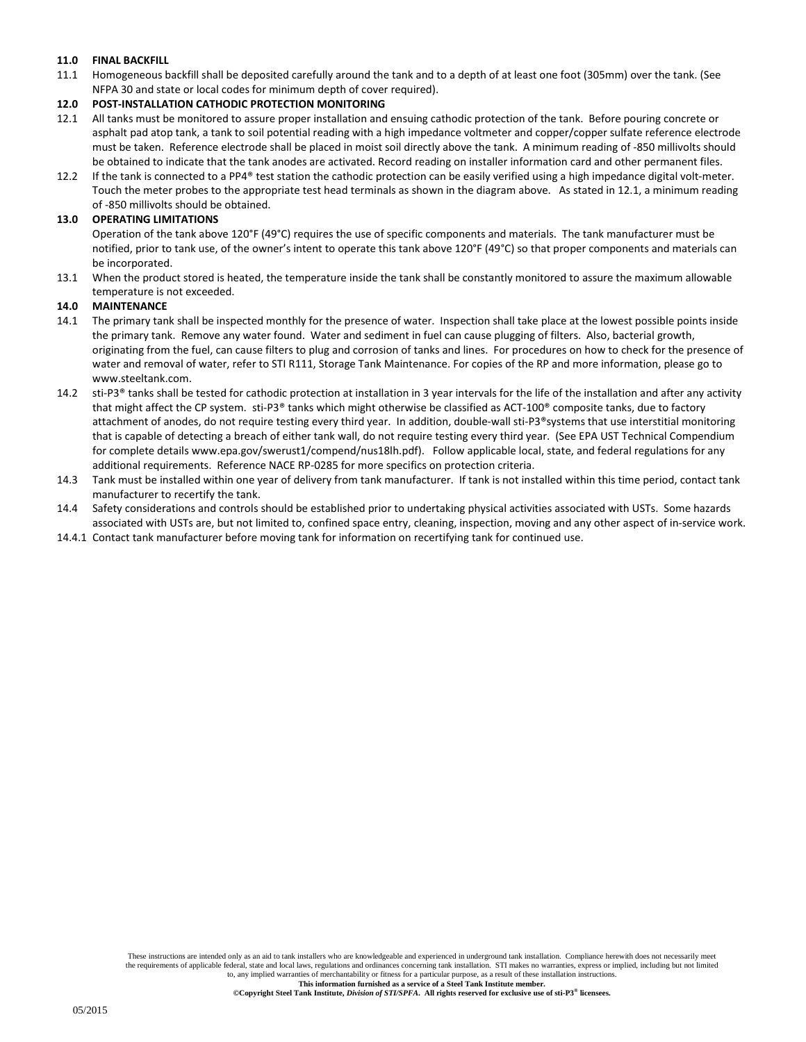**11.0 FINAL BACKFILL**

11.1 Homogeneous backfill shall be deposited carefully around the tank and to a depth of at least one foot (305mm) over the tank. (See NFPA 30 and state or local codes for minimum depth of cover required).

**12.0 POST-INSTALLATION CATHODIC PROTECTION MONITORING**

12.1 All tanks must be monitored to assure proper installation and ensuing cathodic protection of the tank. Before pouring concrete or asphalt pad atop tank, a tank to soil potential reading with a high impedance voltmeter and copper/copper sulfate reference electrode must be taken. Reference electrode shall be placed in moist soil directly above the tank. A minimum reading of -850 millivolts should be obtained to indicate that the tank anodes are activated. Record reading on installer information card and other permanent files.

12.2 If the tank is connected to a PP4® test station the cathodic protection can be easily verified using a high impedance digital volt-meter. Touch the meter probes to the appropriate test head terminals as shown in the diagram above. As stated in 12.1, a minimum reading of -850 millivolts should be obtained.

**13.0 OPERATING LIMITATIONS**

Operation of the tank above 120°F (49°C) requires the use of specific components and materials. The tank manufacturer must be notified, prior to tank use, of the owner's intent to operate this tank above 120°F (49°C) so that proper components and materials can be incorporated.

13.1 When the product stored is heated, the temperature inside the tank shall be constantly monitored to assure the maximum allowable temperature is not exceeded.

**14.0 MAINTENANCE**

14.1 The primary tank shall be inspected monthly for the presence of water. Inspection shall take place at the lowest possible points inside the primary tank. Remove any water found. Water and sediment in fuel can cause plugging of filters. Also, bacterial growth, originating from the fuel, can cause filters to plug and corrosion of tanks and lines. For procedures on how to check for the presence of water and removal of water, refer to STI R111, Storage Tank Maintenance. For copies of the RP and more information, please go to www.steeltank.com.

14.2 sti-P3® tanks shall be tested for cathodic protection at installation in 3 year intervals for the life of the installation and after any activity that might affect the CP system. sti-P3® tanks which might otherwise be classified as ACT-100® composite tanks, due to factory attachment of anodes, do not require testing every third year. In addition, double-wall sti-P3®systems that use interstitial monitoring that is capable of detecting a breach of either tank wall, do not require testing every third year. (See EPA UST Technical Compendium for complete details www.epa.gov/swerust1/compend/nus18lh.pdf). Follow applicable local, state, and federal regulations for any additional requirements. Reference NACE RP-0285 for more specifics on protection criteria.

14.3 Tank must be installed within one year of delivery from tank manufacturer. If tank is not installed within this time period, contact tank manufacturer to recertify the tank.

14.4 Safety considerations and controls should be established prior to undertaking physical activities associated with USTs. Some hazards associated with USTs are, but not limited to, confined space entry, cleaning, inspection, moving and any other aspect of in-service work.

14.4.1 Contact tank manufacturer before moving tank for information on recertifying tank for continued use.

These instructions are intended only as an aid to tank installers who are knowledgeable and experienced in underground tank installation. Compliance herewith does not necessarily meet the requirements of applicable federal, state and local laws, regulations and ordinances concerning tank installation. STI makes no warranties, express or implied, including but not limited to, any implied warranties of merchantability or fitness for a particular purpose, as a result of these installation instructions.

**This information furnished as a service of a Steel Tank Institute member.**

**©Copyright Steel Tank Institute, *Division of STI/SPFA*. All rights reserved for exclusive use of sti-P3® licensees.**

05/2015